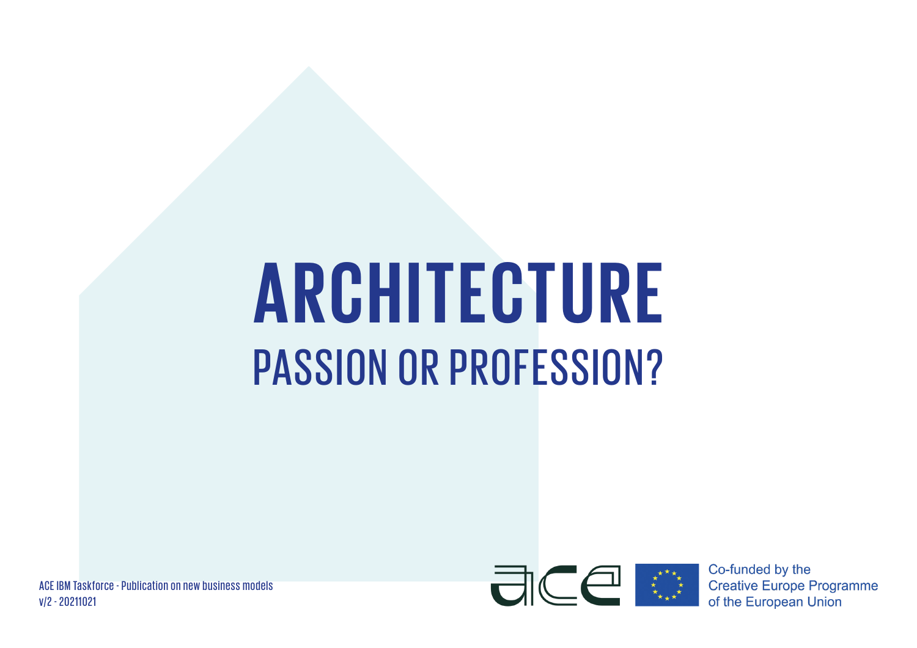# ARCHITECTURE

## PASSION OR PROFESSION?

ACE IBM Taskforce - Publication on new business models
v/2 - 20211021

Co-funded by the Creative Europe Programme of the European Union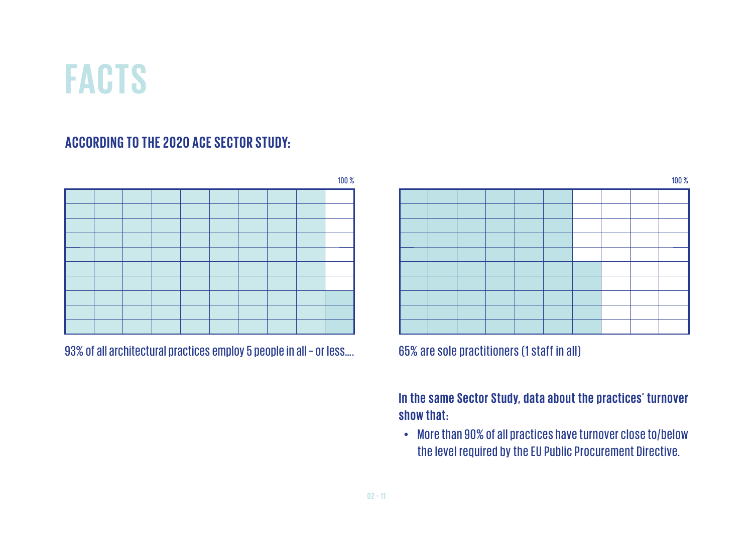# FACTS

## ACCORDING TO THE 2020 ACE SECTOR STUDY:

100 %

93% of all architectural practices employ 5 people in all – or less....

100 %

65% are sole practitioners (1 staff in all)

**In the same Sector Study, data about the practices' turnover show that:**

- More than 90% of all practices have turnover close to/below the level required by the EU Public Procurement Directive.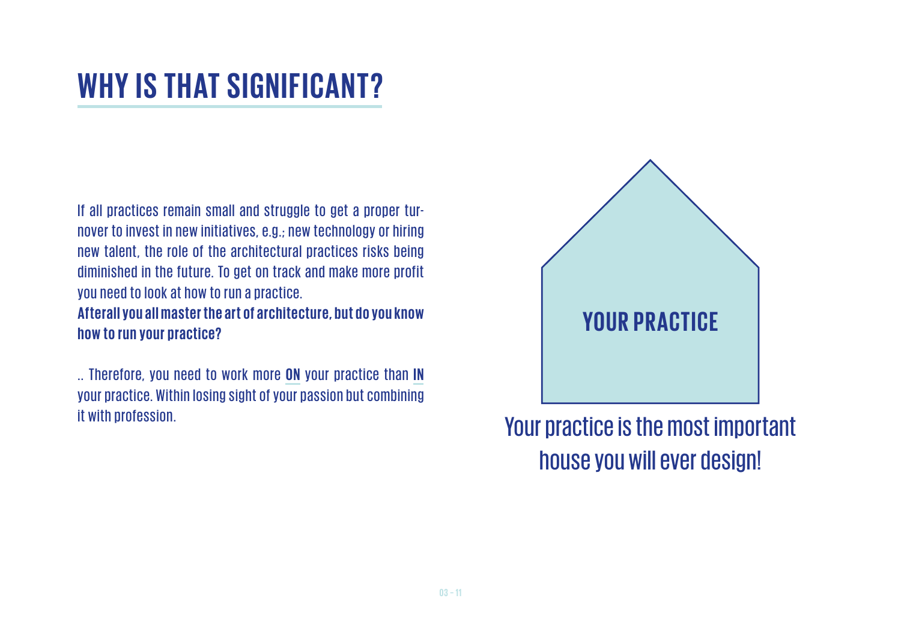# WHY IS THAT SIGNIFICANT?

If all practices remain small and struggle to get a proper turnover to invest in new initiatives, e.g.; new technology or hiring new talent, the role of the architectural practices risks being diminished in the future. To get on track and make more profit you need to look at how to run a practice.
**Afterall you all master the art of architecture, but do you know how to run your practice?**

.. Therefore, you need to work more **ON** your practice than **IN** your practice. Within losing sight of your passion but combining it with profession.

**YOUR PRACTICE**

Your practice is the most important house you will ever design!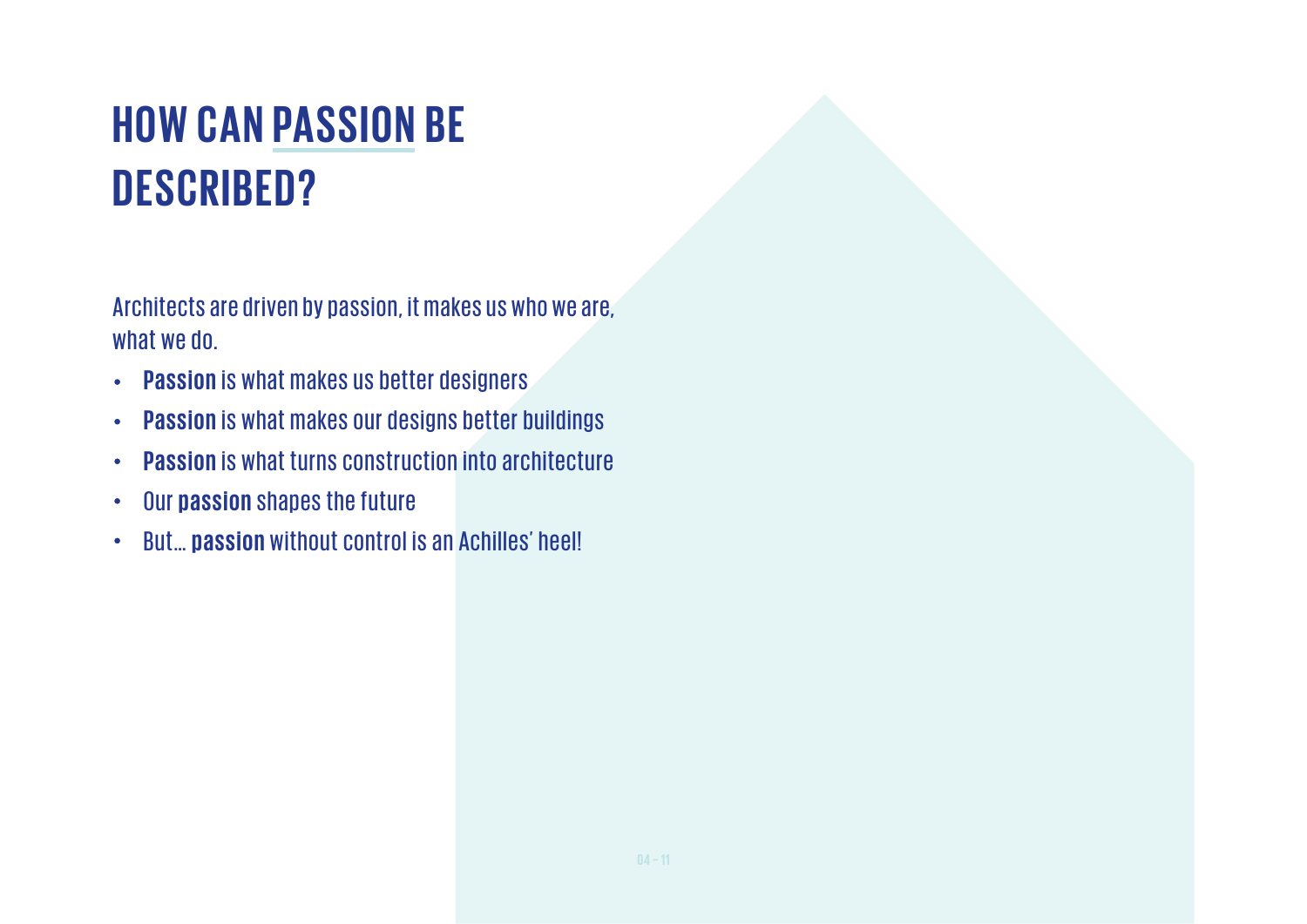# HOW CAN PASSION BE DESCRIBED?

Architects are driven by passion, it makes us who we are, what we do.

- **Passion** is what makes us better designers
- **Passion** is what makes our designs better buildings
- **Passion** is what turns construction into architecture
- Our **passion** shapes the future
- But… **passion** without control is an Achilles' heel!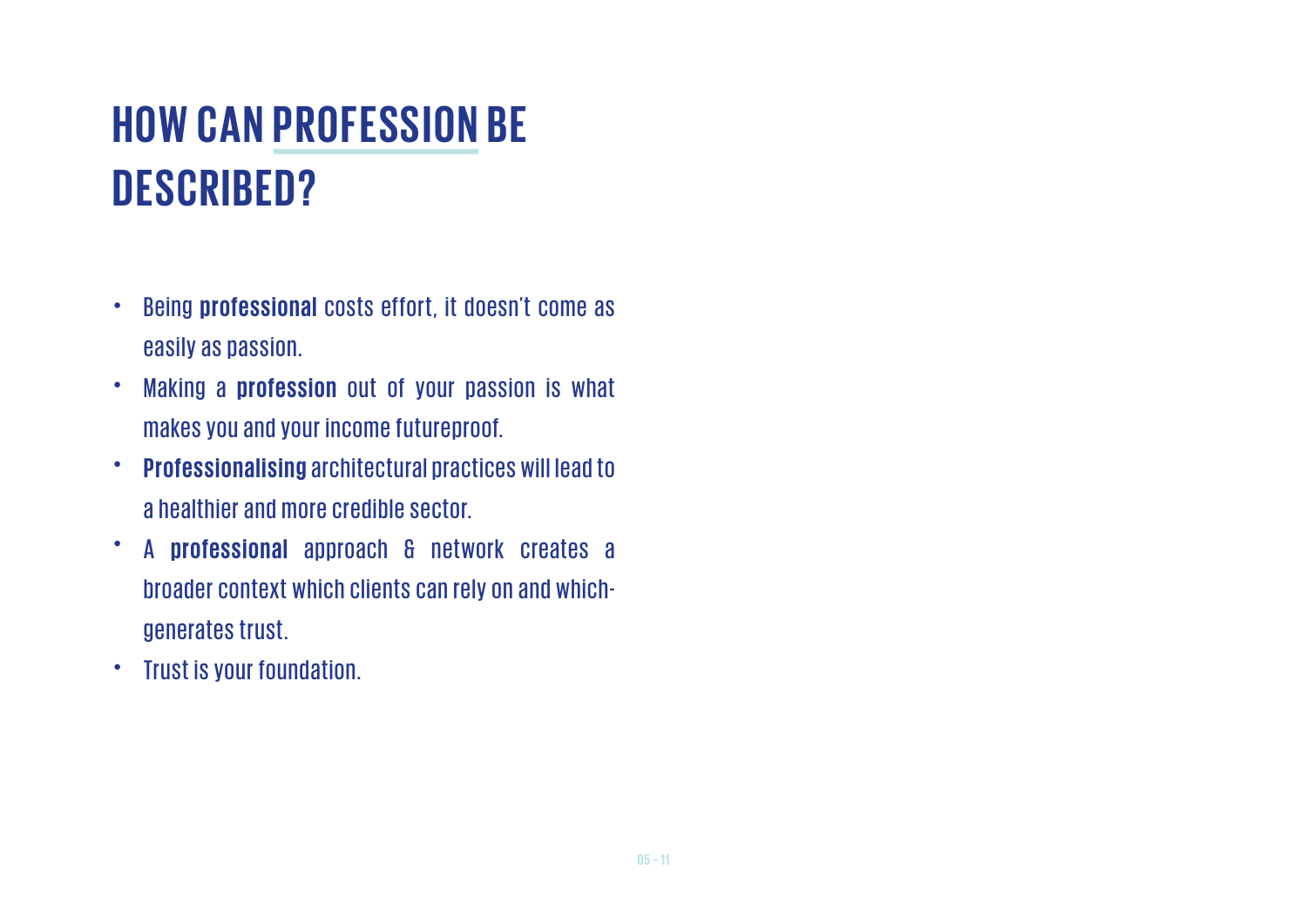# HOW CAN PROFESSION BE DESCRIBED?

- Being **professional** costs effort, it doesn't come as easily as passion.
- Making a **profession** out of your passion is what makes you and your income futureproof.
- **Professionalising** architectural practices will lead to a healthier and more credible sector.
- A **professional** approach & network creates a broader context which clients can rely on and which-generates trust.
- Trust is your foundation.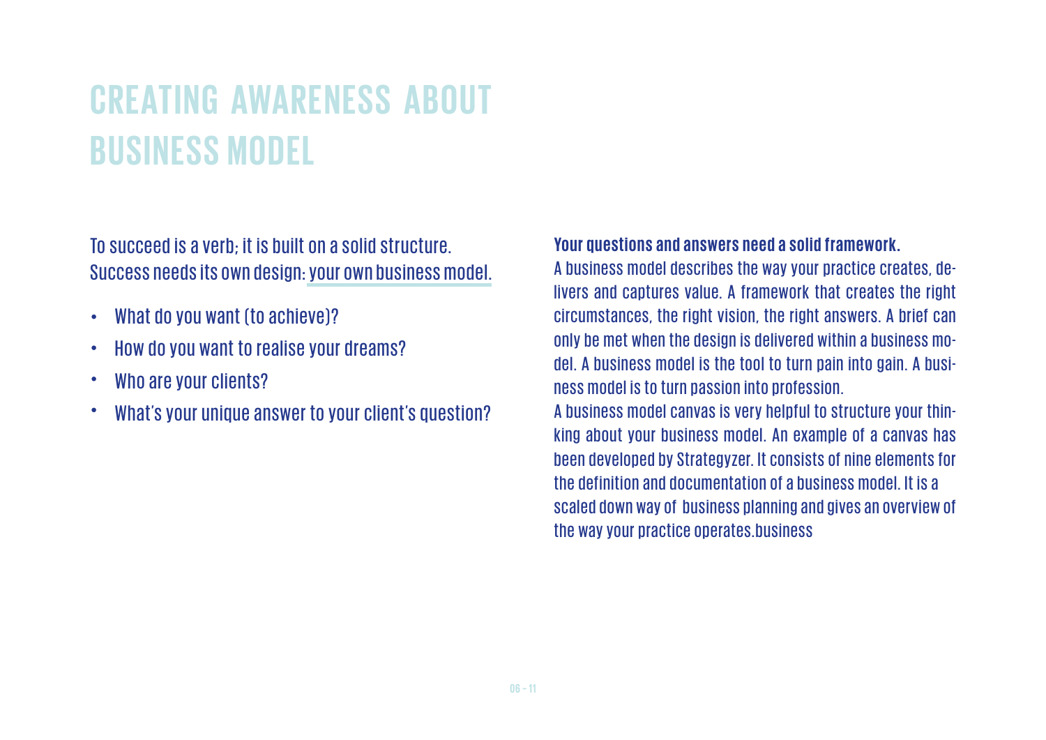# CREATING AWARENESS ABOUT BUSINESS MODEL

To succeed is a verb; it is built on a solid structure. Success needs its own design: your own business model.

- What do you want (to achieve)?
- How do you want to realise your dreams?
- Who are your clients?
- What's your unique answer to your client's question?

**Your questions and answers need a solid framework.**

A business model describes the way your practice creates, delivers and captures value. A framework that creates the right circumstances, the right vision, the right answers. A brief can only be met when the design is delivered within a business model. A business model is the tool to turn pain into gain. A business model is to turn passion into profession.

A business model canvas is very helpful to structure your thinking about your business model. An example of a canvas has been developed by Strategyzer. It consists of nine elements for the definition and documentation of a business model. It is a scaled down way of business planning and gives an overview of the way your practice operates.business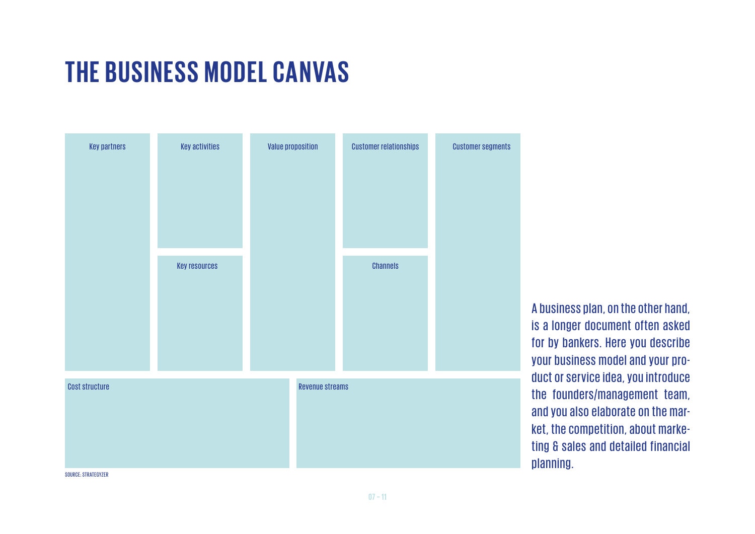# THE BUSINESS MODEL CANVAS

| Key partners | Key activities | Value proposition | Customer relationships | Customer segments |
| --- | --- | --- | --- | --- |
| | Key resources | | Channels | |

| Cost structure | Revenue streams |
| --- | --- |
| | |

SOURCE: STRATEGYZER

A business plan, on the other hand, is a longer document often asked for by bankers. Here you describe your business model and your product or service idea, you introduce the founders/management team, and you also elaborate on the market, the competition, about marketing & sales and detailed financial planning.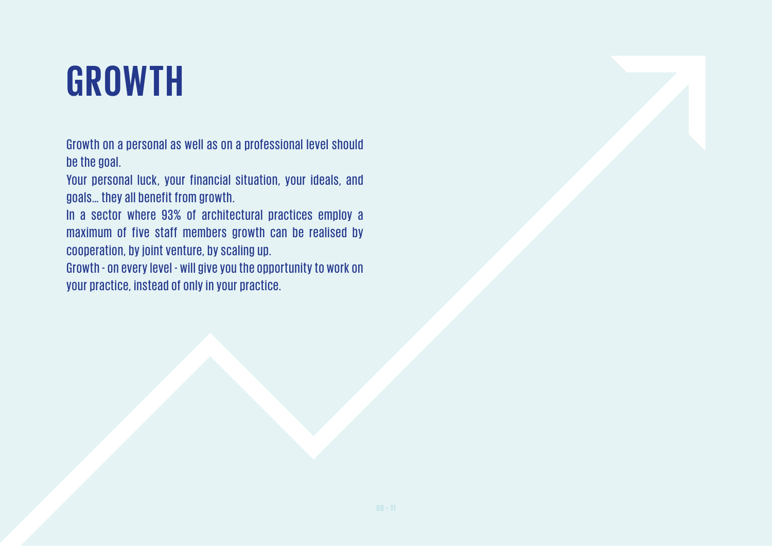# GROWTH

Growth on a personal as well as on a professional level should be the goal.

Your personal luck, your financial situation, your ideals, and goals... they all benefit from growth.

In a sector where 93% of architectural practices employ a maximum of five staff members growth can be realised by cooperation, by joint venture, by scaling up.

Growth - on every level - will give you the opportunity to work on your practice, instead of only in your practice.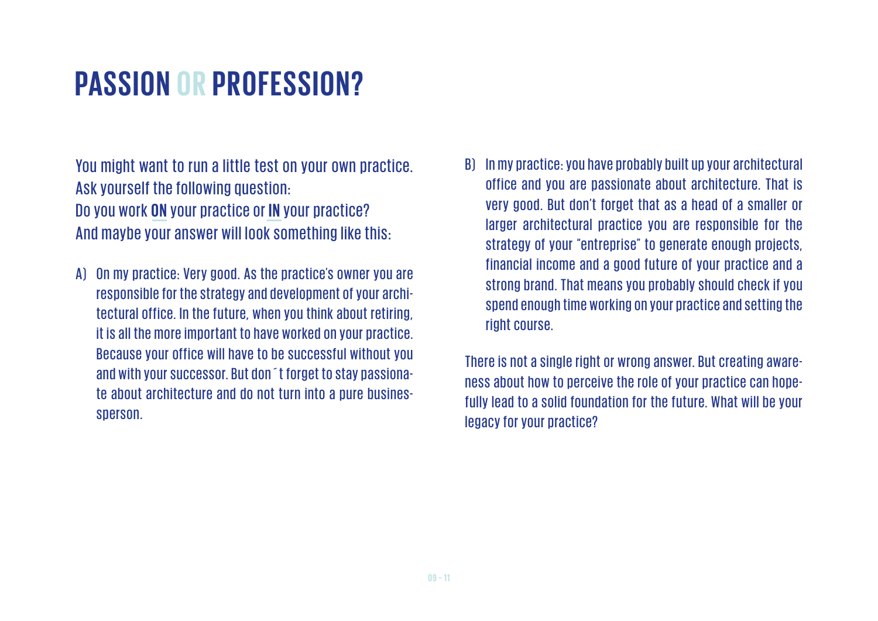# PASSION OR PROFESSION?

You might want to run a little test on your own practice. Ask yourself the following question: Do you work **ON** your practice or **IN** your practice? And maybe your answer will look something like this:

A) On my practice: Very good. As the practice's owner you are responsible for the strategy and development of your architectural office. In the future, when you think about retiring, it is all the more important to have worked on your practice. Because your office will have to be successful without you and with your successor. But don´t forget to stay passionate about architecture and do not turn into a pure businessperson.

B) In my practice: you have probably built up your architectural office and you are passionate about architecture. That is very good. But don't forget that as a head of a smaller or larger architectural practice you are responsible for the strategy of your "entreprise" to generate enough projects, financial income and a good future of your practice and a strong brand. That means you probably should check if you spend enough time working on your practice and setting the right course.

There is not a single right or wrong answer. But creating awareness about how to perceive the role of your practice can hopefully lead to a solid foundation for the future. What will be your legacy for your practice?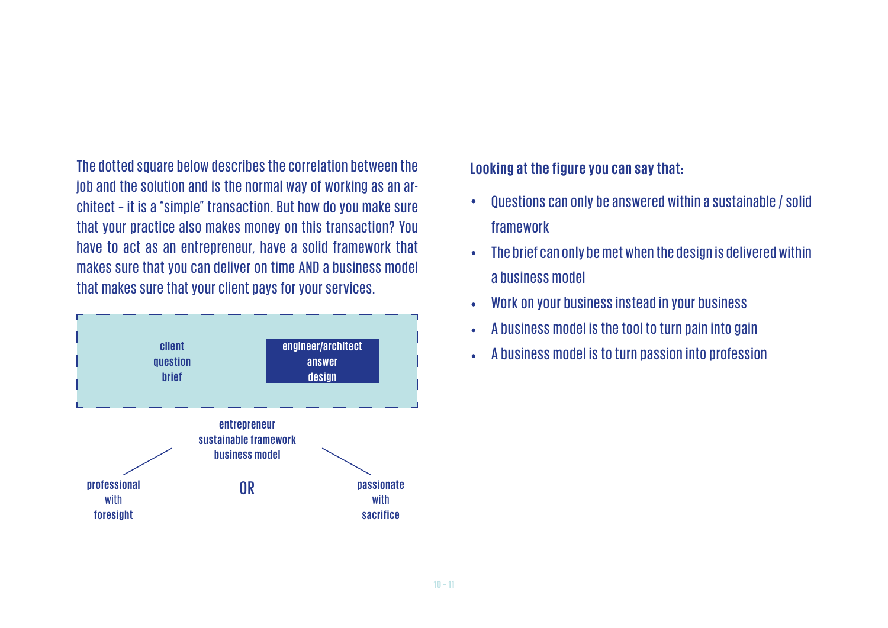The dotted square below describes the correlation between the job and the solution and is the normal way of working as an architect – it is a "simple" transaction. But how do you make sure that your practice also makes money on this transaction? You have to act as an entrepreneur, have a solid framework that makes sure that you can deliver on time AND a business model that makes sure that your client pays for your services.

**client**
**question**
**brief**

**engineer/architect**
**answer**
**design**

**entrepreneur**
**sustainable framework**
**business model**

**professional** with **foresight**

OR

**passionate** with **sacrifice**

**Looking at the figure you can say that:**

- Questions can only be answered within a sustainable / solid framework
- The brief can only be met when the design is delivered within a business model
- Work on your business instead in your business
- A business model is the tool to turn pain into gain
- A business model is to turn passion into profession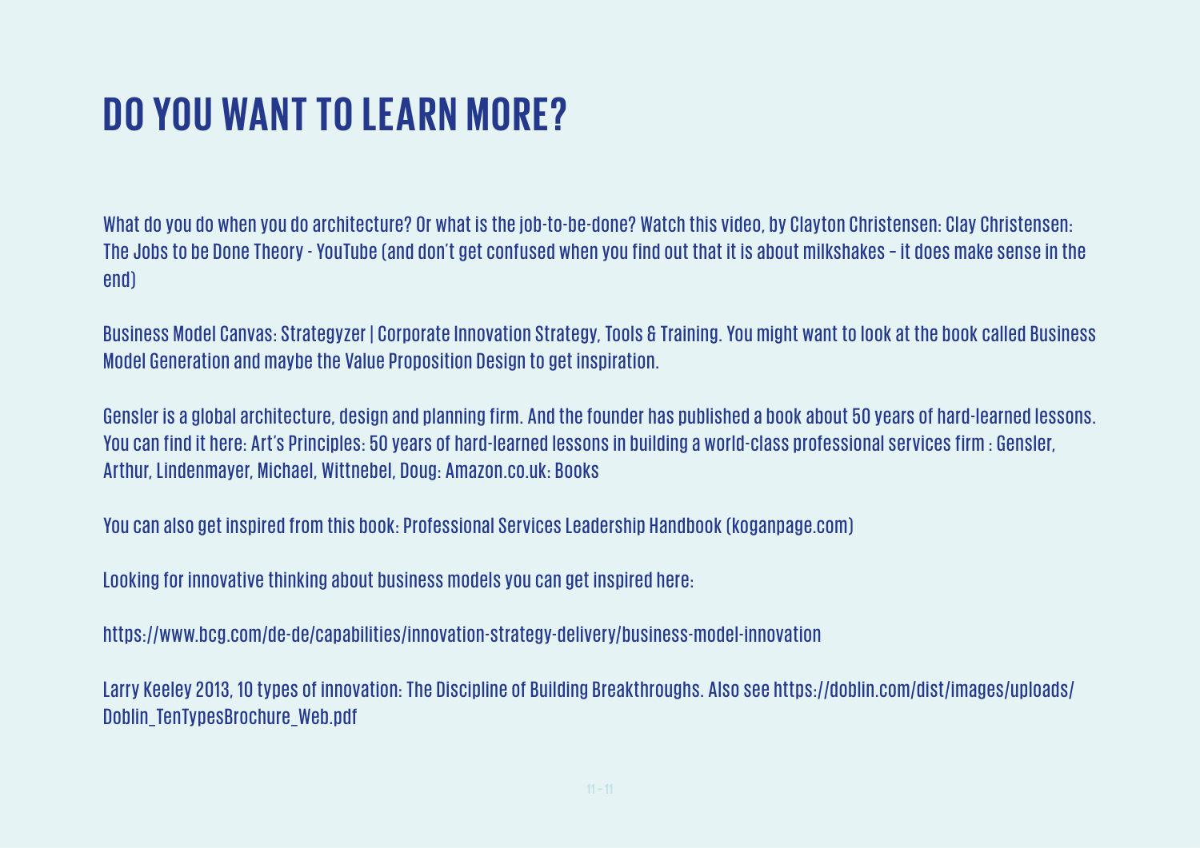# DO YOU WANT TO LEARN MORE?

What do you do when you do architecture? Or what is the job-to-be-done? Watch this video, by Clayton Christensen: Clay Christensen: The Jobs to be Done Theory - YouTube (and don't get confused when you find out that it is about milkshakes – it does make sense in the end)

Business Model Canvas: Strategyzer | Corporate Innovation Strategy, Tools & Training. You might want to look at the book called Business Model Generation and maybe the Value Proposition Design to get inspiration.

Gensler is a global architecture, design and planning firm. And the founder has published a book about 50 years of hard-learned lessons. You can find it here: Art's Principles: 50 years of hard-learned lessons in building a world-class professional services firm : Gensler, Arthur, Lindenmayer, Michael, Wittnebel, Doug: Amazon.co.uk: Books

You can also get inspired from this book: Professional Services Leadership Handbook (koganpage.com)

Looking for innovative thinking about business models you can get inspired here:

https://www.bcg.com/de-de/capabilities/innovation-strategy-delivery/business-model-innovation

Larry Keeley 2013, 10 types of innovation: The Discipline of Building Breakthroughs. Also see https://doblin.com/dist/images/uploads/Doblin_TenTypesBrochure_Web.pdf